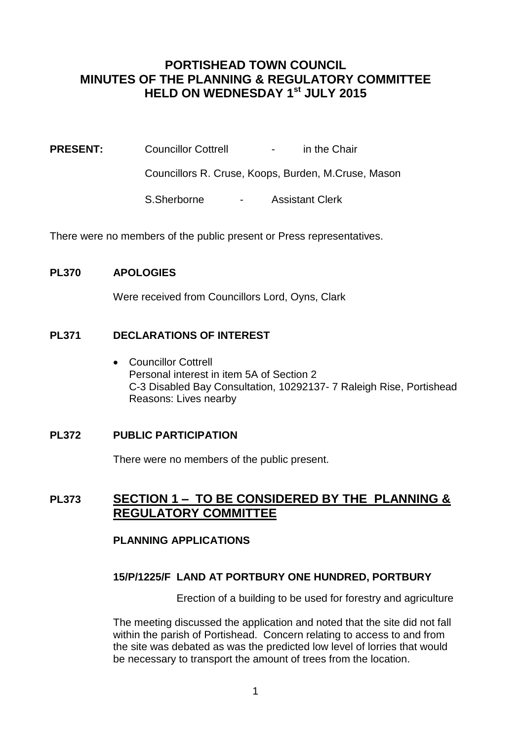# PORTISHEAD TOWN COUNCIL
# MINUTES OF THE PLANNING & REGULATORY COMMITTEE
# HELD ON WEDNESDAY 1st JULY 2015

**PRESENT:** Councillor Cottrell - in the Chair

Councillors R. Cruse, Koops, Burden, M.Cruse, Mason

S.Sherborne - Assistant Clerk

There were no members of the public present or Press representatives.

**PL370 APOLOGIES**

Were received from Councillors Lord, Oyns, Clark

**PL371 DECLARATIONS OF INTEREST**

- Councillor Cottrell
  Personal interest in item 5A of Section 2
  C-3 Disabled Bay Consultation, 10292137- 7 Raleigh Rise, Portishead
  Reasons: Lives nearby

**PL372 PUBLIC PARTICIPATION**

There were no members of the public present.

## PL373 SECTION 1 – TO BE CONSIDERED BY THE PLANNING & REGULATORY COMMITTEE

**PLANNING APPLICATIONS**

**15/P/1225/F LAND AT PORTBURY ONE HUNDRED, PORTBURY**

Erection of a building to be used for forestry and agriculture

The meeting discussed the application and noted that the site did not fall within the parish of Portishead. Concern relating to access to and from the site was debated as was the predicted low level of lorries that would be necessary to transport the amount of trees from the location.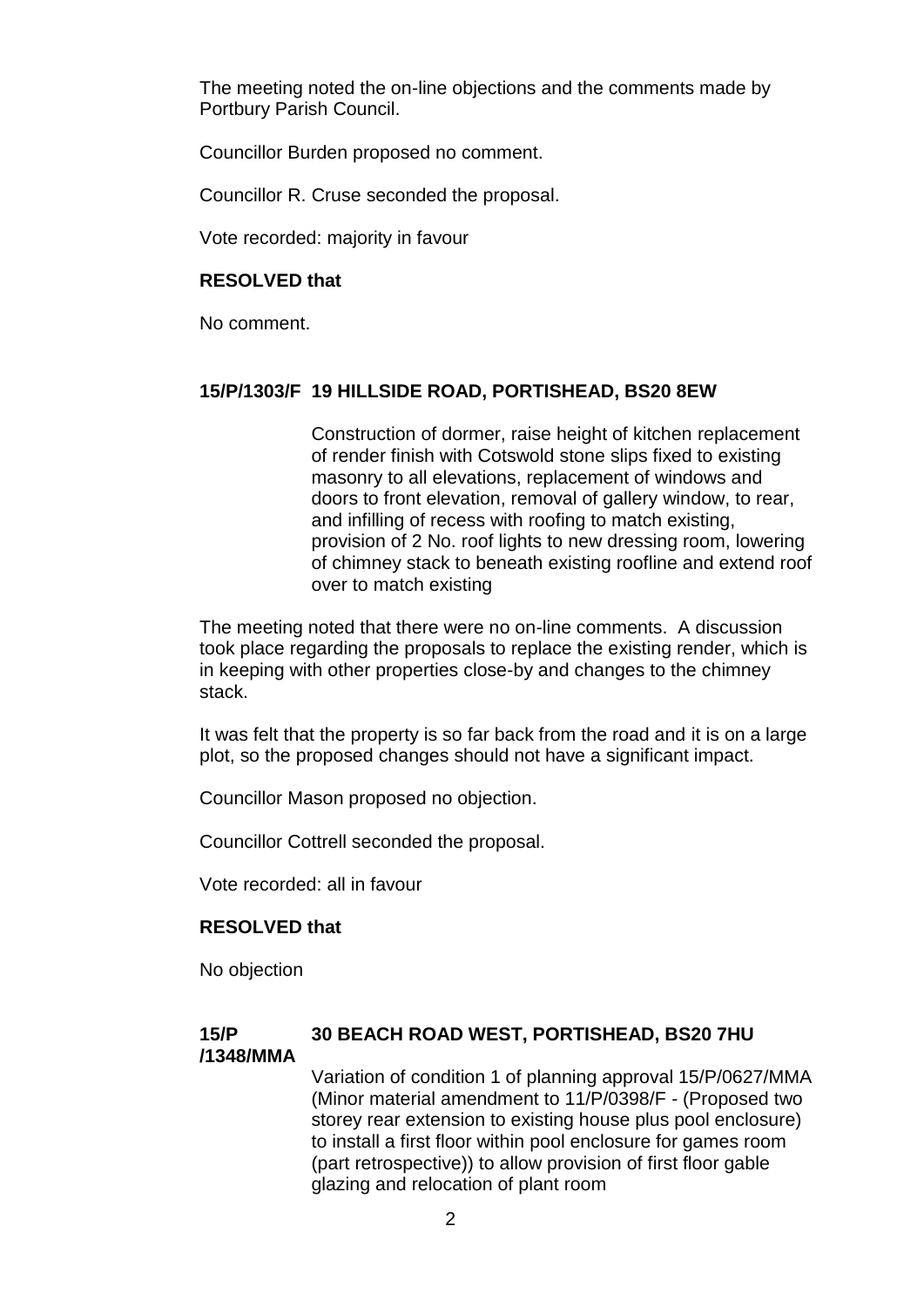The meeting noted the on-line objections and the comments made by Portbury Parish Council.

Councillor Burden proposed no comment.

Councillor R. Cruse seconded the proposal.

Vote recorded: majority in favour

**RESOLVED that**

No comment.

**15/P/1303/F 19 HILLSIDE ROAD, PORTISHEAD, BS20 8EW**

Construction of dormer, raise height of kitchen replacement of render finish with Cotswold stone slips fixed to existing masonry to all elevations, replacement of windows and doors to front elevation, removal of gallery window, to rear, and infilling of recess with roofing to match existing, provision of 2 No. roof lights to new dressing room, lowering of chimney stack to beneath existing roofline and extend roof over to match existing

The meeting noted that there were no on-line comments. A discussion took place regarding the proposals to replace the existing render, which is in keeping with other properties close-by and changes to the chimney stack.

It was felt that the property is so far back from the road and it is on a large plot, so the proposed changes should not have a significant impact.

Councillor Mason proposed no objection.

Councillor Cottrell seconded the proposal.

Vote recorded: all in favour

**RESOLVED that**

No objection

**15/P/1348/MMA 30 BEACH ROAD WEST, PORTISHEAD, BS20 7HU**

Variation of condition 1 of planning approval 15/P/0627/MMA (Minor material amendment to 11/P/0398/F - (Proposed two storey rear extension to existing house plus pool enclosure) to install a first floor within pool enclosure for games room (part retrospective)) to allow provision of first floor gable glazing and relocation of plant room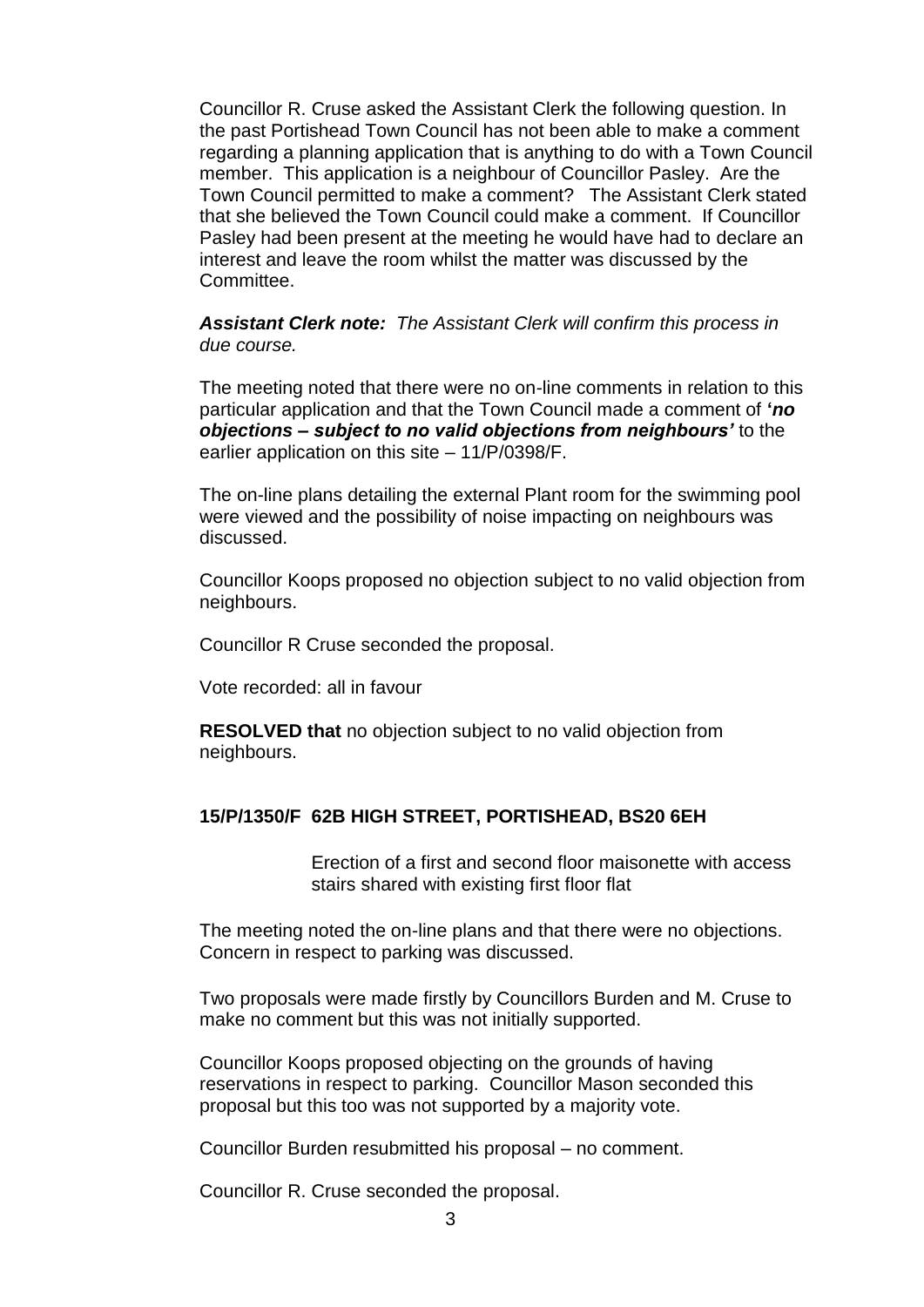Councillor R. Cruse asked the Assistant Clerk the following question. In the past Portishead Town Council has not been able to make a comment regarding a planning application that is anything to do with a Town Council member. This application is a neighbour of Councillor Pasley. Are the Town Council permitted to make a comment? The Assistant Clerk stated that she believed the Town Council could make a comment. If Councillor Pasley had been present at the meeting he would have had to declare an interest and leave the room whilst the matter was discussed by the Committee.

***Assistant Clerk note:*** *The Assistant Clerk will confirm this process in due course.*

The meeting noted that there were no on-line comments in relation to this particular application and that the Town Council made a comment of ***'no objections – subject to no valid objections from neighbours'*** to the earlier application on this site – 11/P/0398/F.

The on-line plans detailing the external Plant room for the swimming pool were viewed and the possibility of noise impacting on neighbours was discussed.

Councillor Koops proposed no objection subject to no valid objection from neighbours.

Councillor R Cruse seconded the proposal.

Vote recorded: all in favour

**RESOLVED that** no objection subject to no valid objection from neighbours.

### 15/P/1350/F 62B HIGH STREET, PORTISHEAD, BS20 6EH

Erection of a first and second floor maisonette with access stairs shared with existing first floor flat

The meeting noted the on-line plans and that there were no objections. Concern in respect to parking was discussed.

Two proposals were made firstly by Councillors Burden and M. Cruse to make no comment but this was not initially supported.

Councillor Koops proposed objecting on the grounds of having reservations in respect to parking. Councillor Mason seconded this proposal but this too was not supported by a majority vote.

Councillor Burden resubmitted his proposal – no comment.

Councillor R. Cruse seconded the proposal.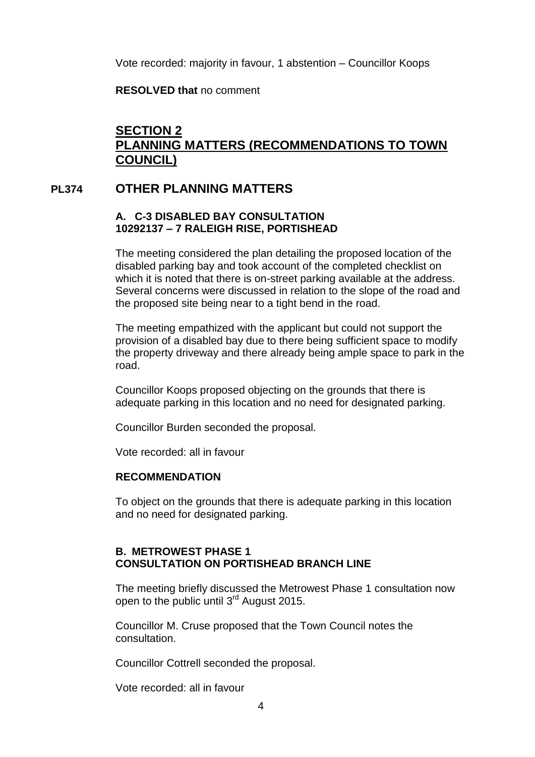Vote recorded: majority in favour, 1 abstention – Councillor Koops

**RESOLVED that** no comment

## SECTION 2
## PLANNING MATTERS (RECOMMENDATIONS TO TOWN COUNCIL)

## PL374 OTHER PLANNING MATTERS

### A. C-3 DISABLED BAY CONSULTATION
### 10292137 – 7 RALEIGH RISE, PORTISHEAD

The meeting considered the plan detailing the proposed location of the disabled parking bay and took account of the completed checklist on which it is noted that there is on-street parking available at the address. Several concerns were discussed in relation to the slope of the road and the proposed site being near to a tight bend in the road.

The meeting empathized with the applicant but could not support the provision of a disabled bay due to there being sufficient space to modify the property driveway and there already being ample space to park in the road.

Councillor Koops proposed objecting on the grounds that there is adequate parking in this location and no need for designated parking.

Councillor Burden seconded the proposal.

Vote recorded: all in favour

**RECOMMENDATION**

To object on the grounds that there is adequate parking in this location and no need for designated parking.

### B. METROWEST PHASE 1
### CONSULTATION ON PORTISHEAD BRANCH LINE

The meeting briefly discussed the Metrowest Phase 1 consultation now open to the public until 3rd August 2015.

Councillor M. Cruse proposed that the Town Council notes the consultation.

Councillor Cottrell seconded the proposal.

Vote recorded: all in favour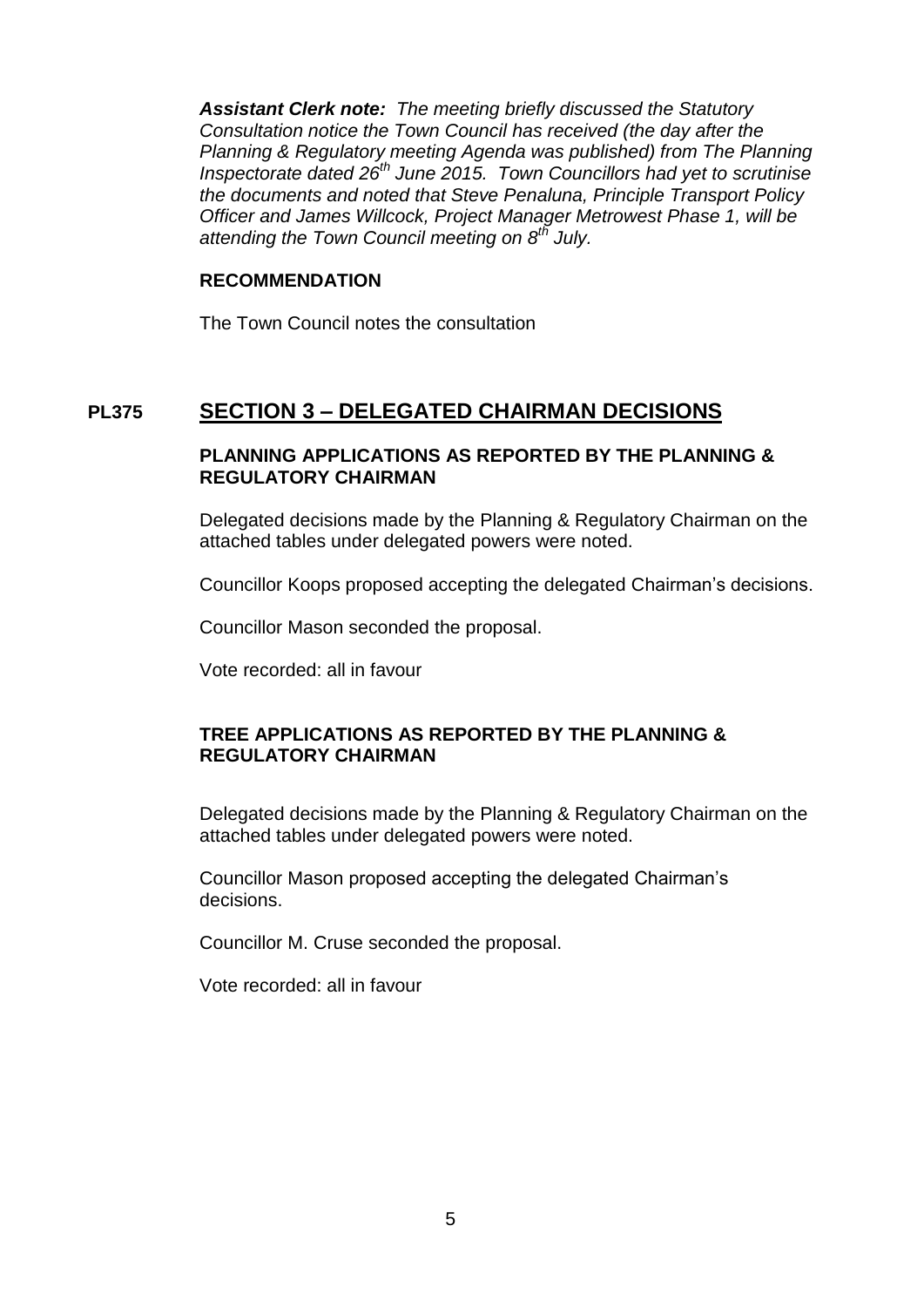***Assistant Clerk note:*** *The meeting briefly discussed the Statutory Consultation notice the Town Council has received (the day after the Planning & Regulatory meeting Agenda was published) from The Planning Inspectorate dated 26th June 2015. Town Councillors had yet to scrutinise the documents and noted that Steve Penaluna, Principle Transport Policy Officer and James Willcock, Project Manager Metrowest Phase 1, will be attending the Town Council meeting on 8th July.*

**RECOMMENDATION**

The Town Council notes the consultation

## PL375 SECTION 3 – DELEGATED CHAIRMAN DECISIONS

**PLANNING APPLICATIONS AS REPORTED BY THE PLANNING & REGULATORY CHAIRMAN**

Delegated decisions made by the Planning & Regulatory Chairman on the attached tables under delegated powers were noted.

Councillor Koops proposed accepting the delegated Chairman's decisions.

Councillor Mason seconded the proposal.

Vote recorded: all in favour

**TREE APPLICATIONS AS REPORTED BY THE PLANNING & REGULATORY CHAIRMAN**

Delegated decisions made by the Planning & Regulatory Chairman on the attached tables under delegated powers were noted.

Councillor Mason proposed accepting the delegated Chairman's decisions.

Councillor M. Cruse seconded the proposal.

Vote recorded: all in favour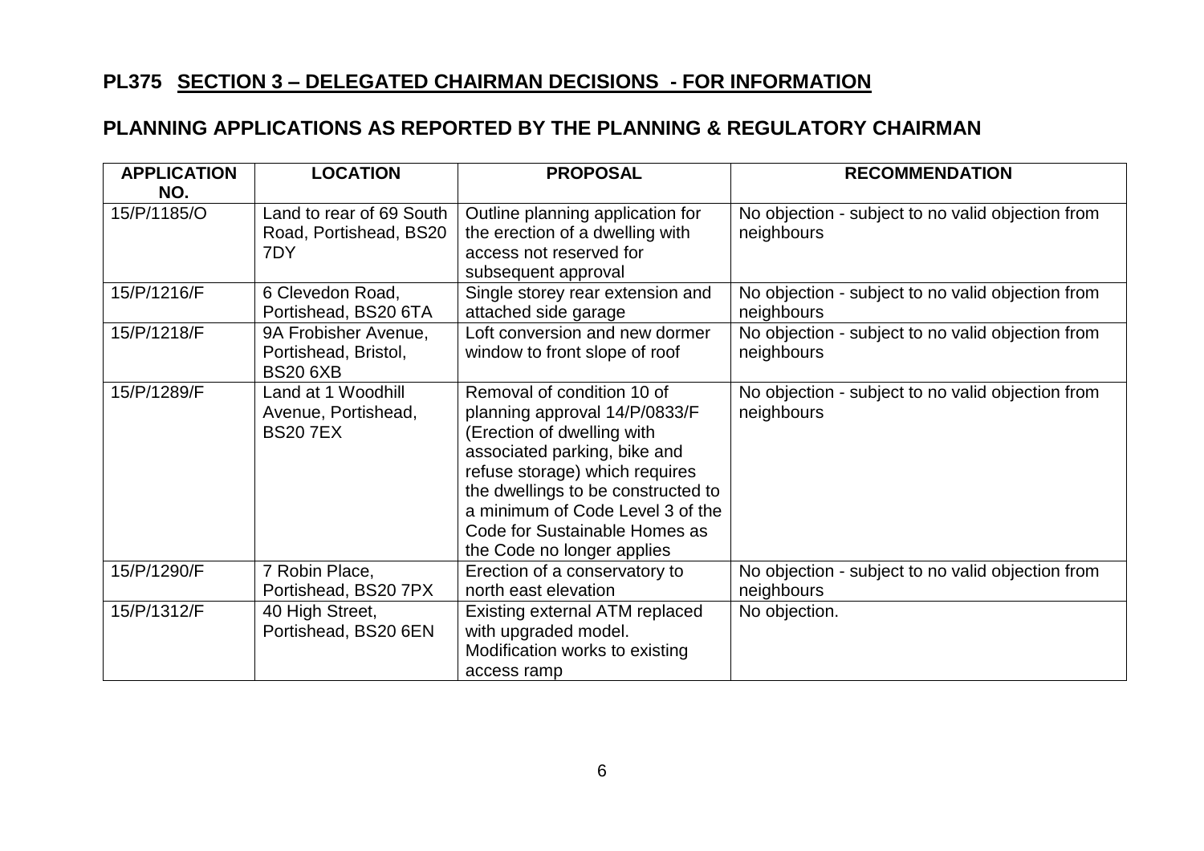## PL375 SECTION 3 – DELEGATED CHAIRMAN DECISIONS - FOR INFORMATION

## PLANNING APPLICATIONS AS REPORTED BY THE PLANNING & REGULATORY CHAIRMAN

| APPLICATION NO. | LOCATION | PROPOSAL | RECOMMENDATION |
|---|---|---|---|
| 15/P/1185/O | Land to rear of 69 South Road, Portishead, BS20 7DY | Outline planning application for the erection of a dwelling with access not reserved for subsequent approval | No objection - subject to no valid objection from neighbours |
| 15/P/1216/F | 6 Clevedon Road, Portishead, BS20 6TA | Single storey rear extension and attached side garage | No objection - subject to no valid objection from neighbours |
| 15/P/1218/F | 9A Frobisher Avenue, Portishead, Bristol, BS20 6XB | Loft conversion and new dormer window to front slope of roof | No objection - subject to no valid objection from neighbours |
| 15/P/1289/F | Land at 1 Woodhill Avenue, Portishead, BS20 7EX | Removal of condition 10 of planning approval 14/P/0833/F (Erection of dwelling with associated parking, bike and refuse storage) which requires the dwellings to be constructed to a minimum of Code Level 3 of the Code for Sustainable Homes as the Code no longer applies | No objection - subject to no valid objection from neighbours |
| 15/P/1290/F | 7 Robin Place, Portishead, BS20 7PX | Erection of a conservatory to north east elevation | No objection - subject to no valid objection from neighbours |
| 15/P/1312/F | 40 High Street, Portishead, BS20 6EN | Existing external ATM replaced with upgraded model. Modification works to existing access ramp | No objection. |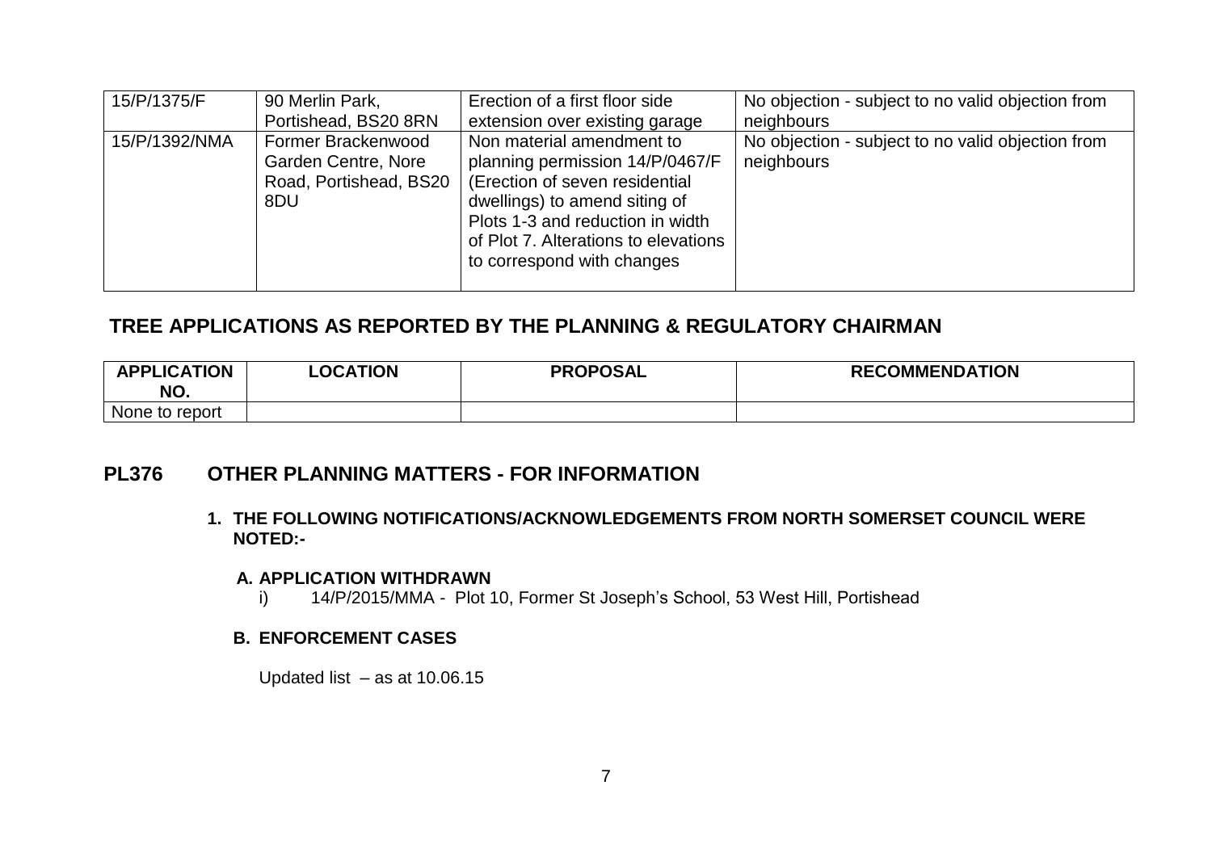| | | | |
|---|---|---|---|
| 15/P/1375/F | 90 Merlin Park, Portishead, BS20 8RN | Erection of a first floor side extension over existing garage | No objection - subject to no valid objection from neighbours |
| 15/P/1392/NMA | Former Brackenwood Garden Centre, Nore Road, Portishead, BS20 8DU | Non material amendment to planning permission 14/P/0467/F (Erection of seven residential dwellings) to amend siting of Plots 1-3 and reduction in width of Plot 7. Alterations to elevations to correspond with changes | No objection - subject to no valid objection from neighbours |

## TREE APPLICATIONS AS REPORTED BY THE PLANNING & REGULATORY CHAIRMAN

| APPLICATION NO. | LOCATION | PROPOSAL | RECOMMENDATION |
|---|---|---|---|
| None to report | | | |

## PL376 OTHER PLANNING MATTERS - FOR INFORMATION

**1. THE FOLLOWING NOTIFICATIONS/ACKNOWLEDGEMENTS FROM NORTH SOMERSET COUNCIL WERE NOTED:-**

**A. APPLICATION WITHDRAWN**

i) 14/P/2015/MMA - Plot 10, Former St Joseph's School, 53 West Hill, Portishead

**B. ENFORCEMENT CASES**

Updated list – as at 10.06.15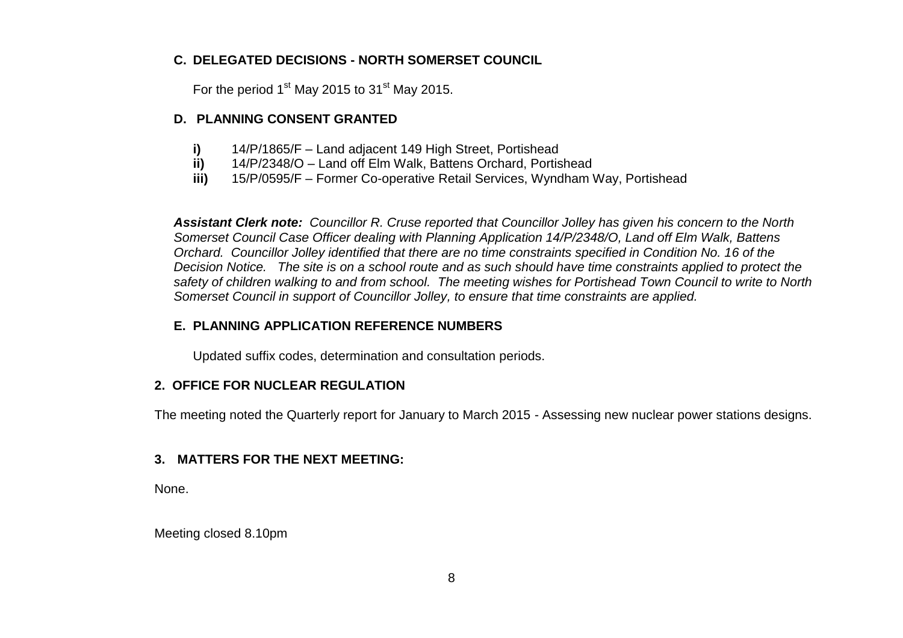### C. DELEGATED DECISIONS - NORTH SOMERSET COUNCIL

For the period 1st May 2015 to 31st May 2015.

### D. PLANNING CONSENT GRANTED

**i)** 14/P/1865/F – Land adjacent 149 High Street, Portishead
**ii)** 14/P/2348/O – Land off Elm Walk, Battens Orchard, Portishead
**iii)** 15/P/0595/F – Former Co-operative Retail Services, Wyndham Way, Portishead

***Assistant Clerk note:*** *Councillor R. Cruse reported that Councillor Jolley has given his concern to the North Somerset Council Case Officer dealing with Planning Application 14/P/2348/O, Land off Elm Walk, Battens Orchard. Councillor Jolley identified that there are no time constraints specified in Condition No. 16 of the Decision Notice. The site is on a school route and as such should have time constraints applied to protect the safety of children walking to and from school. The meeting wishes for Portishead Town Council to write to North Somerset Council in support of Councillor Jolley, to ensure that time constraints are applied.*

### E. PLANNING APPLICATION REFERENCE NUMBERS

Updated suffix codes, determination and consultation periods.

## 2. OFFICE FOR NUCLEAR REGULATION

The meeting noted the Quarterly report for January to March 2015 - Assessing new nuclear power stations designs.

## 3. MATTERS FOR THE NEXT MEETING:

None.

Meeting closed 8.10pm